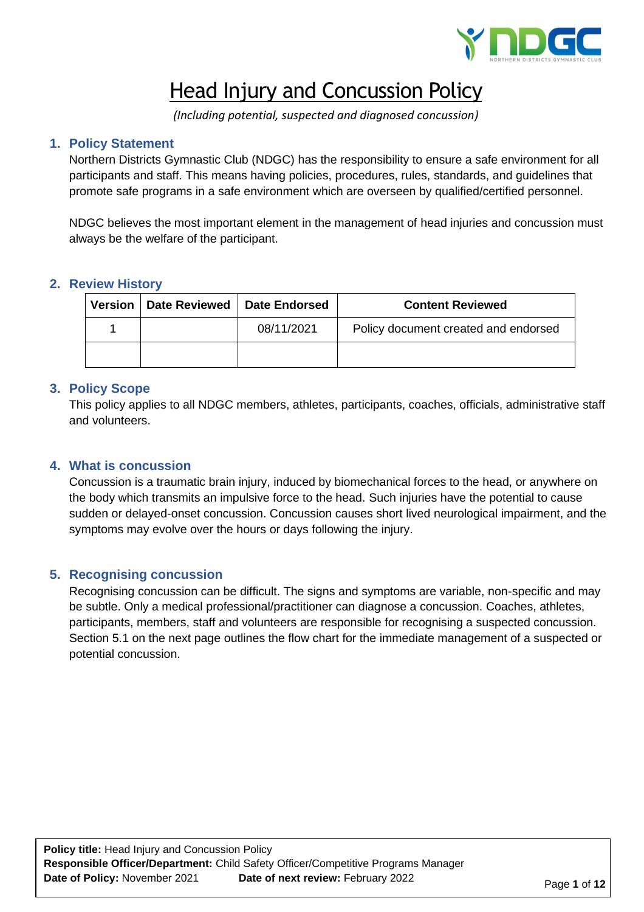# Head Injury and Concussion Policy

*(Including potential, suspected and diagnosed concussion)*

## 1. Policy Statement

Northern Districts Gymnastic Club (NDGC) has the responsibility to ensure a safe environment for all participants and staff. This means having policies, procedures, rules, standards, and guidelines that promote safe programs in a safe environment which are overseen by qualified/certified personnel.

NDGC believes the most important element in the management of head injuries and concussion must always be the welfare of the participant.

## 2. Review History

| Version | Date Reviewed | Date Endorsed | Content Reviewed |
|---|---|---|---|
| 1 | | 08/11/2021 | Policy document created and endorsed |
| | | | |

## 3. Policy Scope

This policy applies to all NDGC members, athletes, participants, coaches, officials, administrative staff and volunteers.

## 4. What is concussion

Concussion is a traumatic brain injury, induced by biomechanical forces to the head, or anywhere on the body which transmits an impulsive force to the head. Such injuries have the potential to cause sudden or delayed-onset concussion. Concussion causes short lived neurological impairment, and the symptoms may evolve over the hours or days following the injury.

## 5. Recognising concussion

Recognising concussion can be difficult. The signs and symptoms are variable, non-specific and may be subtle. Only a medical professional/practitioner can diagnose a concussion. Coaches, athletes, participants, members, staff and volunteers are responsible for recognising a suspected concussion. Section 5.1 on the next page outlines the flow chart for the immediate management of a suspected or potential concussion.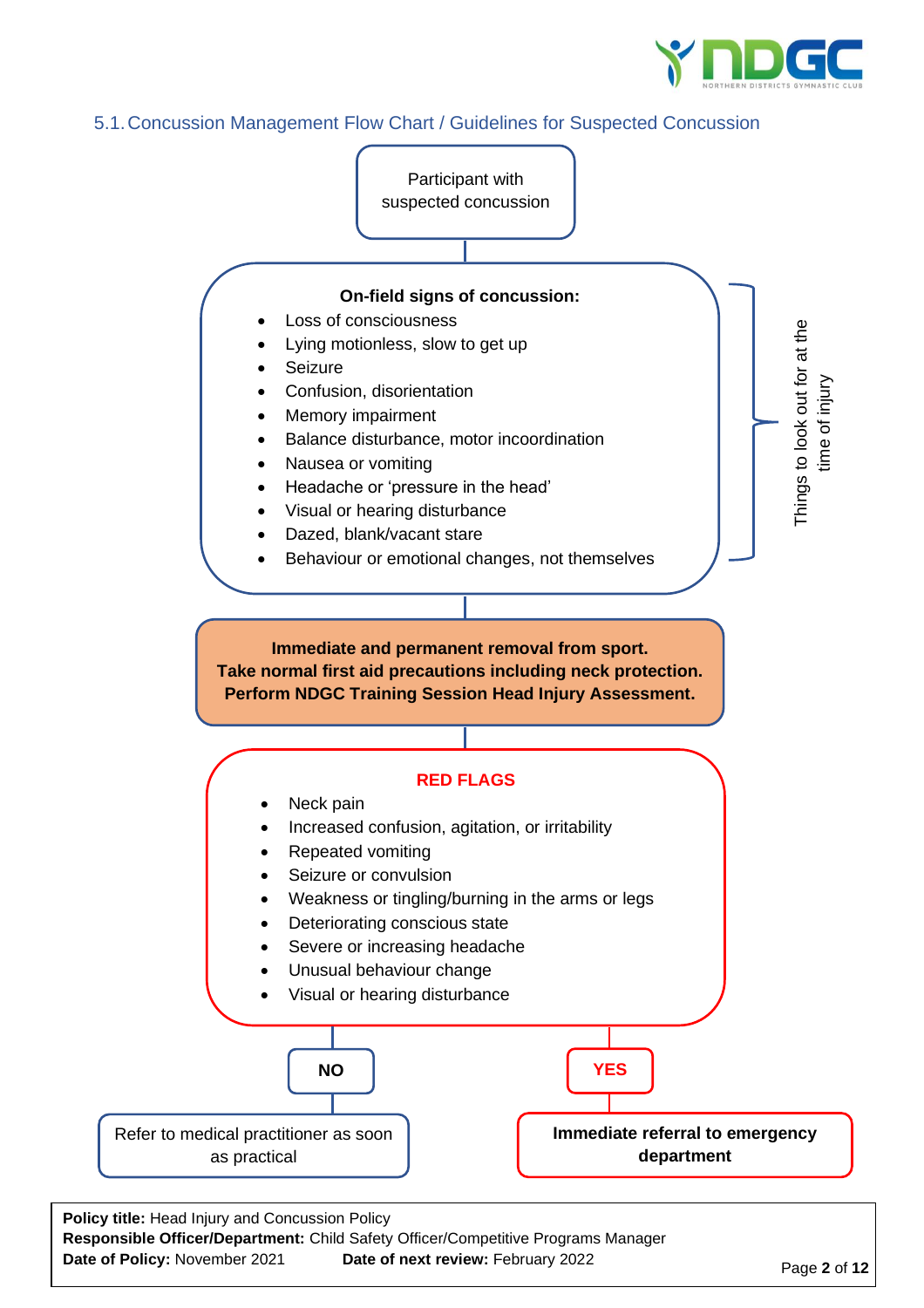## 5.1. Concussion Management Flow Chart / Guidelines for Suspected Concussion

Participant with suspected concussion

**On-field signs of concussion:**

- Loss of consciousness
- Lying motionless, slow to get up
- Seizure
- Confusion, disorientation
- Memory impairment
- Balance disturbance, motor incoordination
- Nausea or vomiting
- Headache or 'pressure in the head'
- Visual or hearing disturbance
- Dazed, blank/vacant stare
- Behaviour or emotional changes, not themselves

Things to look out for at the time of injury

**Immediate and permanent removal from sport.**
**Take normal first aid precautions including neck protection.**
**Perform NDGC Training Session Head Injury Assessment.**

**RED FLAGS**

- Neck pain
- Increased confusion, agitation, or irritability
- Repeated vomiting
- Seizure or convulsion
- Weakness or tingling/burning in the arms or legs
- Deteriorating conscious state
- Severe or increasing headache
- Unusual behaviour change
- Visual or hearing disturbance

**NO** → Refer to medical practitioner as soon as practical

**YES** → **Immediate referral to emergency department**

**Policy title:** Head Injury and Concussion Policy
**Responsible Officer/Department:** Child Safety Officer/Competitive Programs Manager
**Date of Policy:** November 2021 **Date of next review:** February 2022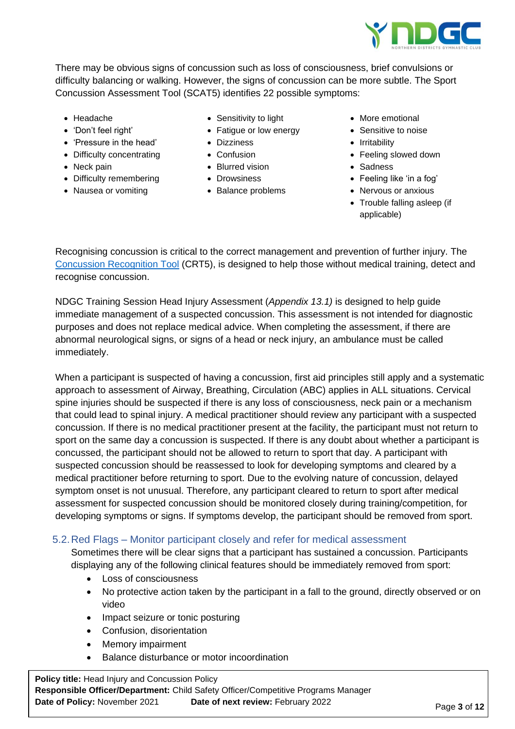There may be obvious signs of concussion such as loss of consciousness, brief convulsions or difficulty balancing or walking. However, the signs of concussion can be more subtle. The Sport Concussion Assessment Tool (SCAT5) identifies 22 possible symptoms:

- Headache
- 'Don't feel right'
- 'Pressure in the head'
- Difficulty concentrating
- Neck pain
- Difficulty remembering
- Nausea or vomiting
- Sensitivity to light
- Fatigue or low energy
- Dizziness
- Confusion
- Blurred vision
- Drowsiness
- Balance problems
- More emotional
- Sensitive to noise
- Irritability
- Feeling slowed down
- Sadness
- Feeling like 'in a fog'
- Nervous or anxious
- Trouble falling asleep (if applicable)

Recognising concussion is critical to the correct management and prevention of further injury. The Concussion Recognition Tool (CRT5), is designed to help those without medical training, detect and recognise concussion.

NDGC Training Session Head Injury Assessment (*Appendix 13.1)* is designed to help guide immediate management of a suspected concussion. This assessment is not intended for diagnostic purposes and does not replace medical advice. When completing the assessment, if there are abnormal neurological signs, or signs of a head or neck injury, an ambulance must be called immediately.

When a participant is suspected of having a concussion, first aid principles still apply and a systematic approach to assessment of Airway, Breathing, Circulation (ABC) applies in ALL situations. Cervical spine injuries should be suspected if there is any loss of consciousness, neck pain or a mechanism that could lead to spinal injury. A medical practitioner should review any participant with a suspected concussion. If there is no medical practitioner present at the facility, the participant must not return to sport on the same day a concussion is suspected. If there is any doubt about whether a participant is concussed, the participant should not be allowed to return to sport that day. A participant with suspected concussion should be reassessed to look for developing symptoms and cleared by a medical practitioner before returning to sport. Due to the evolving nature of concussion, delayed symptom onset is not unusual. Therefore, any participant cleared to return to sport after medical assessment for suspected concussion should be monitored closely during training/competition, for developing symptoms or signs. If symptoms develop, the participant should be removed from sport.

## 5.2. Red Flags – Monitor participant closely and refer for medical assessment

Sometimes there will be clear signs that a participant has sustained a concussion. Participants displaying any of the following clinical features should be immediately removed from sport:

- Loss of consciousness
- No protective action taken by the participant in a fall to the ground, directly observed or on video
- Impact seizure or tonic posturing
- Confusion, disorientation
- Memory impairment
- Balance disturbance or motor incoordination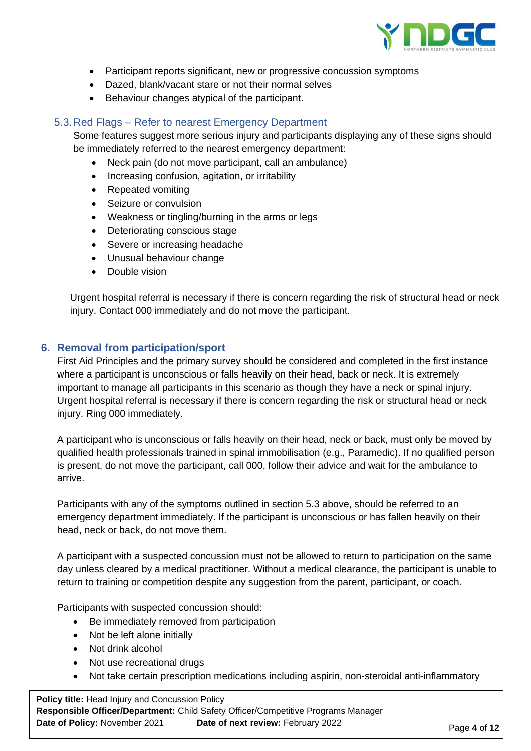- Participant reports significant, new or progressive concussion symptoms
- Dazed, blank/vacant stare or not their normal selves
- Behaviour changes atypical of the participant.

### 5.3. Red Flags – Refer to nearest Emergency Department

Some features suggest more serious injury and participants displaying any of these signs should be immediately referred to the nearest emergency department:

- Neck pain (do not move participant, call an ambulance)
- Increasing confusion, agitation, or irritability
- Repeated vomiting
- Seizure or convulsion
- Weakness or tingling/burning in the arms or legs
- Deteriorating conscious stage
- Severe or increasing headache
- Unusual behaviour change
- Double vision

Urgent hospital referral is necessary if there is concern regarding the risk of structural head or neck injury. Contact 000 immediately and do not move the participant.

## 6. Removal from participation/sport

First Aid Principles and the primary survey should be considered and completed in the first instance where a participant is unconscious or falls heavily on their head, back or neck. It is extremely important to manage all participants in this scenario as though they have a neck or spinal injury. Urgent hospital referral is necessary if there is concern regarding the risk or structural head or neck injury. Ring 000 immediately.

A participant who is unconscious or falls heavily on their head, neck or back, must only be moved by qualified health professionals trained in spinal immobilisation (e.g., Paramedic). If no qualified person is present, do not move the participant, call 000, follow their advice and wait for the ambulance to arrive.

Participants with any of the symptoms outlined in section 5.3 above, should be referred to an emergency department immediately. If the participant is unconscious or has fallen heavily on their head, neck or back, do not move them.

A participant with a suspected concussion must not be allowed to return to participation on the same day unless cleared by a medical practitioner. Without a medical clearance, the participant is unable to return to training or competition despite any suggestion from the parent, participant, or coach.

Participants with suspected concussion should:

- Be immediately removed from participation
- Not be left alone initially
- Not drink alcohol
- Not use recreational drugs
- Not take certain prescription medications including aspirin, non-steroidal anti-inflammatory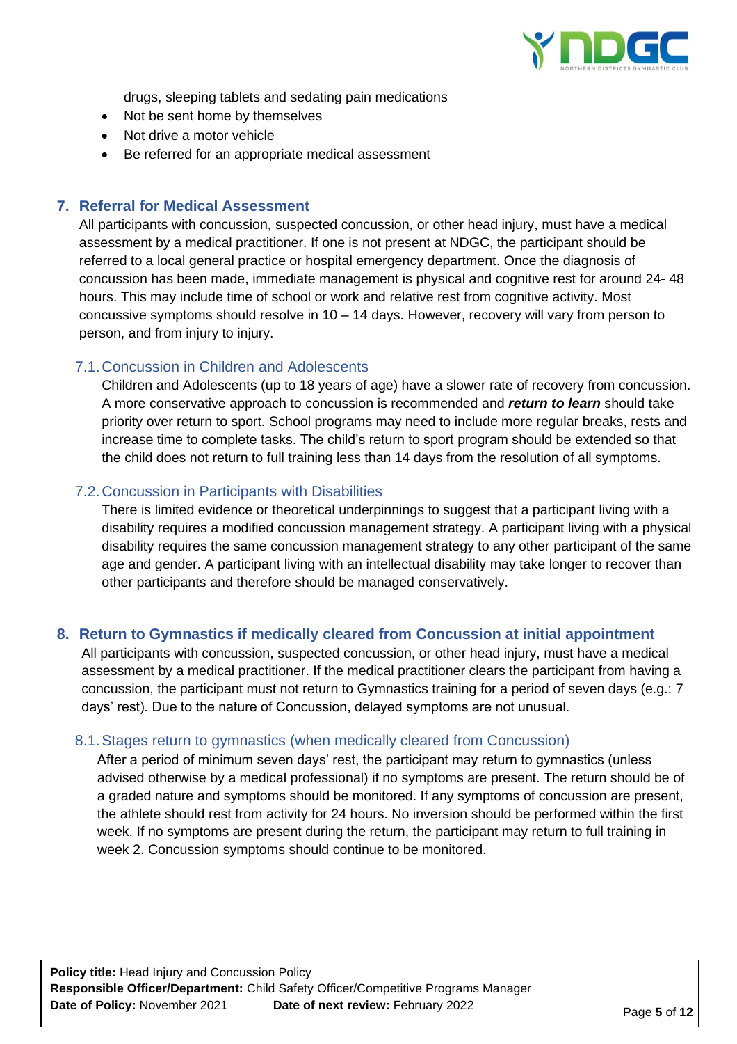drugs, sleeping tablets and sedating pain medications

- Not be sent home by themselves
- Not drive a motor vehicle
- Be referred for an appropriate medical assessment

## 7. Referral for Medical Assessment

All participants with concussion, suspected concussion, or other head injury, must have a medical assessment by a medical practitioner. If one is not present at NDGC, the participant should be referred to a local general practice or hospital emergency department. Once the diagnosis of concussion has been made, immediate management is physical and cognitive rest for around 24- 48 hours. This may include time of school or work and relative rest from cognitive activity. Most concussive symptoms should resolve in 10 – 14 days. However, recovery will vary from person to person, and from injury to injury.

### 7.1. Concussion in Children and Adolescents

Children and Adolescents (up to 18 years of age) have a slower rate of recovery from concussion. A more conservative approach to concussion is recommended and ***return to learn*** should take priority over return to sport. School programs may need to include more regular breaks, rests and increase time to complete tasks. The child's return to sport program should be extended so that the child does not return to full training less than 14 days from the resolution of all symptoms.

### 7.2. Concussion in Participants with Disabilities

There is limited evidence or theoretical underpinnings to suggest that a participant living with a disability requires a modified concussion management strategy. A participant living with a physical disability requires the same concussion management strategy to any other participant of the same age and gender. A participant living with an intellectual disability may take longer to recover than other participants and therefore should be managed conservatively.

## 8. Return to Gymnastics if medically cleared from Concussion at initial appointment

All participants with concussion, suspected concussion, or other head injury, must have a medical assessment by a medical practitioner. If the medical practitioner clears the participant from having a concussion, the participant must not return to Gymnastics training for a period of seven days (e.g.: 7 days' rest). Due to the nature of Concussion, delayed symptoms are not unusual.

### 8.1. Stages return to gymnastics (when medically cleared from Concussion)

After a period of minimum seven days' rest, the participant may return to gymnastics (unless advised otherwise by a medical professional) if no symptoms are present. The return should be of a graded nature and symptoms should be monitored. If any symptoms of concussion are present, the athlete should rest from activity for 24 hours. No inversion should be performed within the first week. If no symptoms are present during the return, the participant may return to full training in week 2. Concussion symptoms should continue to be monitored.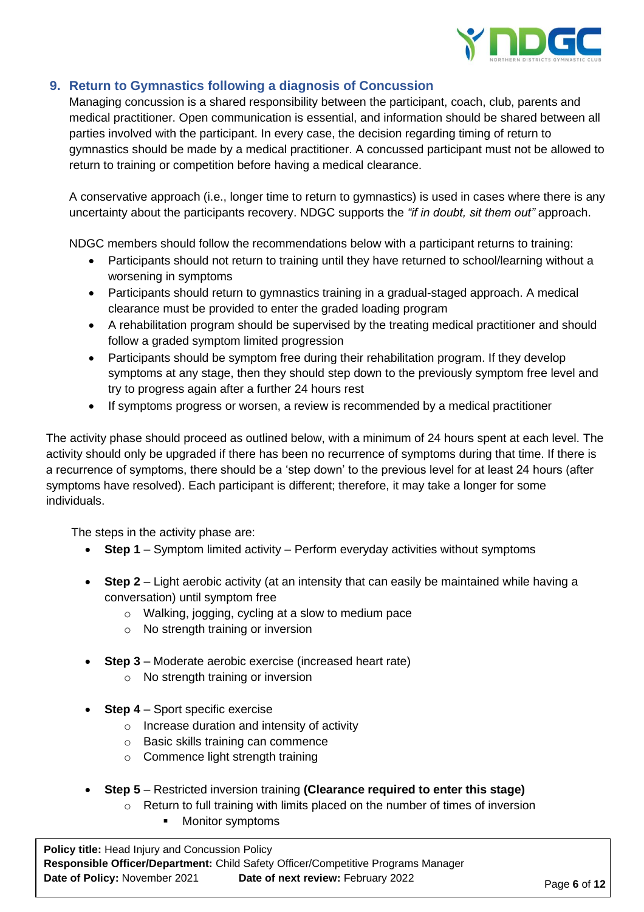## 9. Return to Gymnastics following a diagnosis of Concussion

Managing concussion is a shared responsibility between the participant, coach, club, parents and medical practitioner. Open communication is essential, and information should be shared between all parties involved with the participant. In every case, the decision regarding timing of return to gymnastics should be made by a medical practitioner. A concussed participant must not be allowed to return to training or competition before having a medical clearance.

A conservative approach (i.e., longer time to return to gymnastics) is used in cases where there is any uncertainty about the participants recovery. NDGC supports the *"if in doubt, sit them out"* approach.

NDGC members should follow the recommendations below with a participant returns to training:

- Participants should not return to training until they have returned to school/learning without a worsening in symptoms
- Participants should return to gymnastics training in a gradual-staged approach. A medical clearance must be provided to enter the graded loading program
- A rehabilitation program should be supervised by the treating medical practitioner and should follow a graded symptom limited progression
- Participants should be symptom free during their rehabilitation program. If they develop symptoms at any stage, then they should step down to the previously symptom free level and try to progress again after a further 24 hours rest
- If symptoms progress or worsen, a review is recommended by a medical practitioner

The activity phase should proceed as outlined below, with a minimum of 24 hours spent at each level. The activity should only be upgraded if there has been no recurrence of symptoms during that time. If there is a recurrence of symptoms, there should be a 'step down' to the previous level for at least 24 hours (after symptoms have resolved). Each participant is different; therefore, it may take a longer for some individuals.

The steps in the activity phase are:

- **Step 1** – Symptom limited activity – Perform everyday activities without symptoms
- **Step 2** – Light aerobic activity (at an intensity that can easily be maintained while having a conversation) until symptom free
  - Walking, jogging, cycling at a slow to medium pace
  - No strength training or inversion
- **Step 3** – Moderate aerobic exercise (increased heart rate)
  - No strength training or inversion
- **Step 4** – Sport specific exercise
  - Increase duration and intensity of activity
  - Basic skills training can commence
  - Commence light strength training
- **Step 5** – Restricted inversion training **(Clearance required to enter this stage)**
  - Return to full training with limits placed on the number of times of inversion
    - Monitor symptoms

**Policy title:** Head Injury and Concussion Policy
**Responsible Officer/Department:** Child Safety Officer/Competitive Programs Manager
**Date of Policy:** November 2021 **Date of next review:** February 2022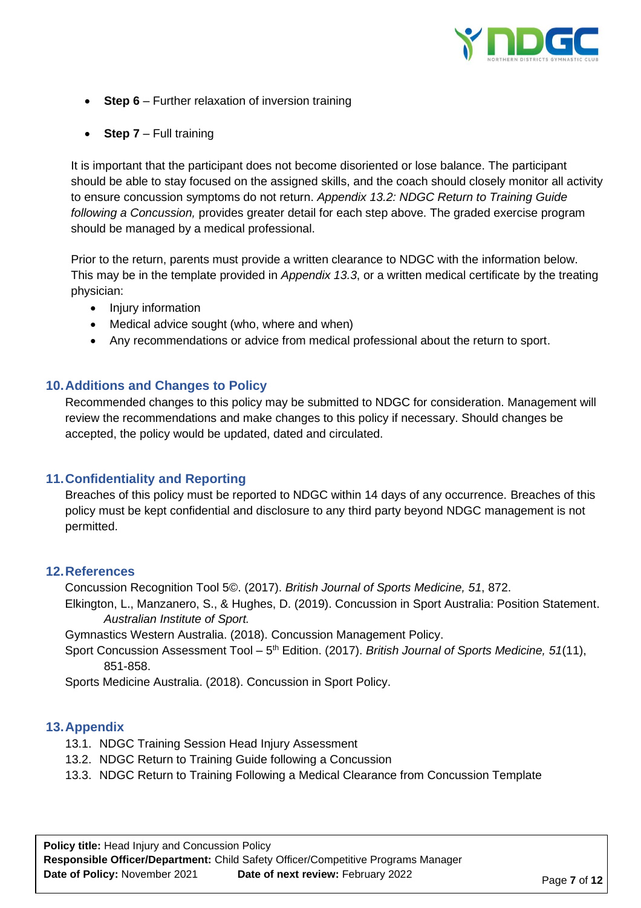- **Step 6** – Further relaxation of inversion training
- **Step 7** – Full training

It is important that the participant does not become disoriented or lose balance. The participant should be able to stay focused on the assigned skills, and the coach should closely monitor all activity to ensure concussion symptoms do not return. *Appendix 13.2: NDGC Return to Training Guide following a Concussion,* provides greater detail for each step above. The graded exercise program should be managed by a medical professional.

Prior to the return, parents must provide a written clearance to NDGC with the information below. This may be in the template provided in *Appendix 13.3*, or a written medical certificate by the treating physician:

- Injury information
- Medical advice sought (who, where and when)
- Any recommendations or advice from medical professional about the return to sport.

## 10. Additions and Changes to Policy

Recommended changes to this policy may be submitted to NDGC for consideration. Management will review the recommendations and make changes to this policy if necessary. Should changes be accepted, the policy would be updated, dated and circulated.

## 11. Confidentiality and Reporting

Breaches of this policy must be reported to NDGC within 14 days of any occurrence. Breaches of this policy must be kept confidential and disclosure to any third party beyond NDGC management is not permitted.

## 12. References

Concussion Recognition Tool 5©. (2017). *British Journal of Sports Medicine, 51*, 872.

Elkington, L., Manzanero, S., & Hughes, D. (2019). Concussion in Sport Australia: Position Statement. *Australian Institute of Sport.*

Gymnastics Western Australia. (2018). Concussion Management Policy.

Sport Concussion Assessment Tool – 5th Edition. (2017). *British Journal of Sports Medicine, 51*(11), 851-858.

Sports Medicine Australia. (2018). Concussion in Sport Policy.

## 13. Appendix

13.1. NDGC Training Session Head Injury Assessment
13.2. NDGC Return to Training Guide following a Concussion
13.3. NDGC Return to Training Following a Medical Clearance from Concussion Template

**Policy title:** Head Injury and Concussion Policy
**Responsible Officer/Department:** Child Safety Officer/Competitive Programs Manager
**Date of Policy:** November 2021 **Date of next review:** February 2022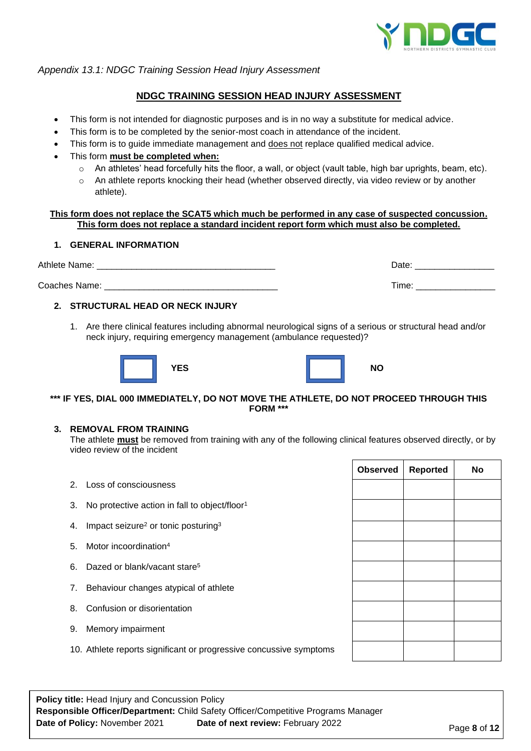*Appendix 13.1: NDGC Training Session Head Injury Assessment*

## NDGC TRAINING SESSION HEAD INJURY ASSESSMENT

- This form is not intended for diagnostic purposes and is in no way a substitute for medical advice.
- This form is to be completed by the senior-most coach in attendance of the incident.
- This form is to guide immediate management and does not replace qualified medical advice.
- This form **must be completed when:**
  - An athletes' head forcefully hits the floor, a wall, or object (vault table, high bar uprights, beam, etc).
  - An athlete reports knocking their head (whether observed directly, via video review or by another athlete).

**This form does not replace the SCAT5 which much be performed in any case of suspected concussion. This form does not replace a standard incident report form which must also be completed.**

### 1. GENERAL INFORMATION

Athlete Name: ____________________________________ Date: ________________

Coaches Name: ___________________________________ Time: ________________

### 2. STRUCTURAL HEAD OR NECK INJURY

1. Are there clinical features including abnormal neurological signs of a serious or structural head and/or neck injury, requiring emergency management (ambulance requested)?

☐ **YES** ☐ **NO**

**\*\*\* IF YES, DIAL 000 IMMEDIATELY, DO NOT MOVE THE ATHLETE, DO NOT PROCEED THROUGH THIS FORM \*\*\***

### 3. REMOVAL FROM TRAINING

The athlete **must** be removed from training with any of the following clinical features observed directly, or by video review of the incident

| | Observed | Reported | No |
|---|---|---|---|
| 2. Loss of consciousness | | | |
| 3. No protective action in fall to object/floor[1] | | | |
| 4. Impact seizure[2] or tonic posturing[3] | | | |
| 5. Motor incoordination[4] | | | |
| 6. Dazed or blank/vacant stare[5] | | | |
| 7. Behaviour changes atypical of athlete | | | |
| 8. Confusion or disorientation | | | |
| 9. Memory impairment | | | |
| 10. Athlete reports significant or progressive concussive symptoms | | | |

**Policy title:** Head Injury and Concussion Policy
**Responsible Officer/Department:** Child Safety Officer/Competitive Programs Manager
**Date of Policy:** November 2021 **Date of next review:** February 2022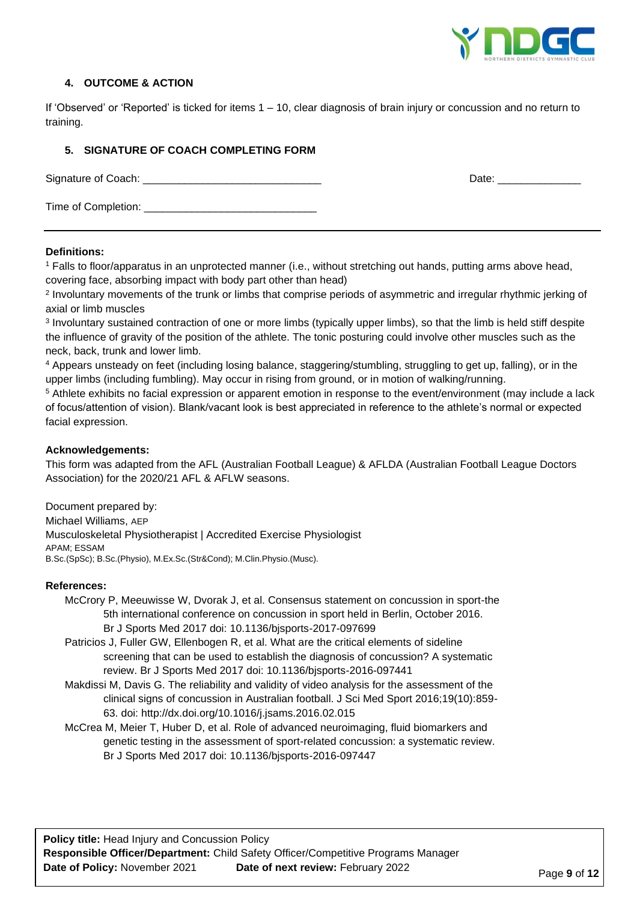### 4. OUTCOME & ACTION

If 'Observed' or 'Reported' is ticked for items 1 – 10, clear diagnosis of brain injury or concussion and no return to training.

### 5. SIGNATURE OF COACH COMPLETING FORM

Signature of Coach: ______________________________ Date: ______________

Time of Completion: _____________________________

---

**Definitions:**

[1] Falls to floor/apparatus in an unprotected manner (i.e., without stretching out hands, putting arms above head, covering face, absorbing impact with body part other than head)

[2] Involuntary movements of the trunk or limbs that comprise periods of asymmetric and irregular rhythmic jerking of axial or limb muscles

[3] Involuntary sustained contraction of one or more limbs (typically upper limbs), so that the limb is held stiff despite the influence of gravity of the position of the athlete. The tonic posturing could involve other muscles such as the neck, back, trunk and lower limb.

[4] Appears unsteady on feet (including losing balance, staggering/stumbling, struggling to get up, falling), or in the upper limbs (including fumbling). May occur in rising from ground, or in motion of walking/running.

[5] Athlete exhibits no facial expression or apparent emotion in response to the event/environment (may include a lack of focus/attention of vision). Blank/vacant look is best appreciated in reference to the athlete's normal or expected facial expression.

**Acknowledgements:**

This form was adapted from the AFL (Australian Football League) & AFLDA (Australian Football League Doctors Association) for the 2020/21 AFL & AFLW seasons.

Document prepared by:
Michael Williams, AEP
Musculoskeletal Physiotherapist | Accredited Exercise Physiologist
APAM; ESSAM
B.Sc.(SpSc); B.Sc.(Physio), M.Ex.Sc.(Str&Cond); M.Clin.Physio.(Musc).

**References:**

McCrory P, Meeuwisse W, Dvorak J, et al. Consensus statement on concussion in sport-the 5th international conference on concussion in sport held in Berlin, October 2016. Br J Sports Med 2017 doi: 10.1136/bjsports-2017-097699

Patricios J, Fuller GW, Ellenbogen R, et al. What are the critical elements of sideline screening that can be used to establish the diagnosis of concussion? A systematic review. Br J Sports Med 2017 doi: 10.1136/bjsports-2016-097441

Makdissi M, Davis G. The reliability and validity of video analysis for the assessment of the clinical signs of concussion in Australian football. J Sci Med Sport 2016;19(10):859-63. doi: http://dx.doi.org/10.1016/j.jsams.2016.02.015

McCrea M, Meier T, Huber D, et al. Role of advanced neuroimaging, fluid biomarkers and genetic testing in the assessment of sport-related concussion: a systematic review. Br J Sports Med 2017 doi: 10.1136/bjsports-2016-097447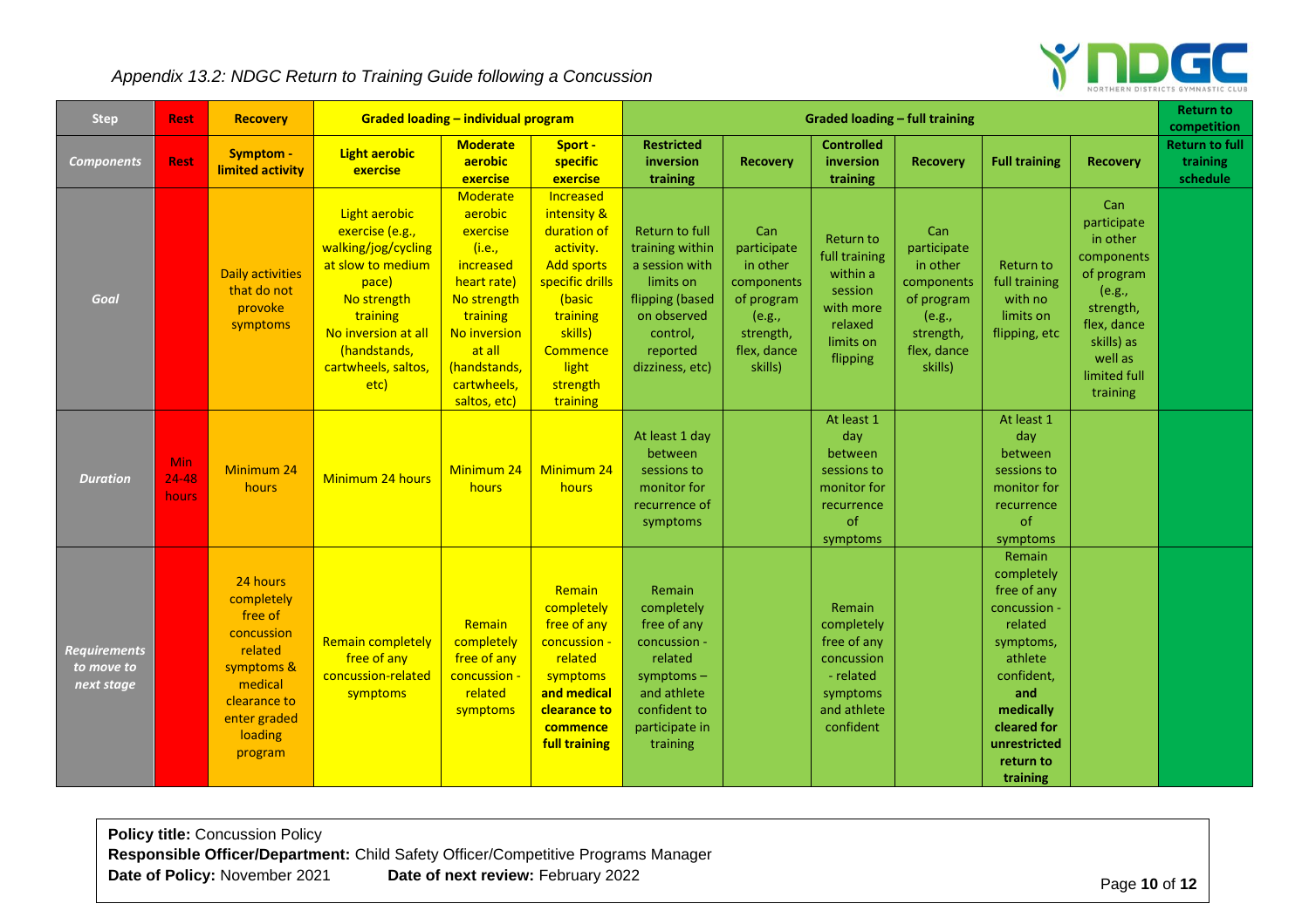*Appendix 13.2: NDGC Return to Training Guide following a Concussion*

| Step | Rest | Recovery | Graded loading – individual program | | | Graded loading – full training | | | | | | Return to competition |
|---|---|---|---|---|---|---|---|---|---|---|---|---|
| ***Components*** | **Rest** | **Symptom - limited activity** | **Light aerobic exercise** | **Moderate aerobic exercise** | **Sport - specific exercise** | **Restricted inversion training** | **Recovery** | **Controlled inversion training** | **Recovery** | **Full training** | **Recovery** | **Return to full training schedule** |
| ***Goal*** | | Daily activities that do not provoke symptoms | Light aerobic exercise (e.g., walking/jog/cycling at slow to medium pace) No strength training No inversion at all (handstands, cartwheels, saltos, etc) | Moderate aerobic exercise (i.e., increased heart rate) No strength training No inversion at all (handstands, cartwheels, saltos, etc) | Increased intensity & duration of activity. Add sports specific drills (basic training skills) Commence light strength training | Return to full training within a session with limits on flipping (based on observed control, reported dizziness, etc) | Can participate in other components of program (e.g., strength, flex, dance skills) | Return to full training within a session with more relaxed limits on flipping | Can participate in other components of program (e.g., strength, flex, dance skills) | Return to full training with no limits on flipping, etc | Can participate in other components of program (e.g., strength, flex, dance skills) as well as limited full training | |
| ***Duration*** | Min 24-48 hours | Minimum 24 hours | Minimum 24 hours | Minimum 24 hours | Minimum 24 hours | At least 1 day between sessions to monitor for recurrence of symptoms | | At least 1 day between sessions to monitor for recurrence of symptoms | | At least 1 day between sessions to monitor for recurrence of symptoms | | |
| ***Requirements to move to next stage*** | | 24 hours completely free of concussion related symptoms & medical clearance to enter graded loading program | Remain completely free of any concussion-related symptoms | Remain completely free of any concussion - related symptoms | Remain completely free of any concussion - related symptoms **and medical clearance to commence full training** | Remain completely free of any concussion - related symptoms – and athlete confident to participate in training | | Remain completely free of any concussion - related symptoms and athlete confident | | Remain completely free of any concussion - related symptoms, athlete confident, **and medically cleared for unrestricted return to training** | | |

**Policy title:** Concussion Policy
**Responsible Officer/Department:** Child Safety Officer/Competitive Programs Manager
**Date of Policy:** November 2021 **Date of next review:** February 2022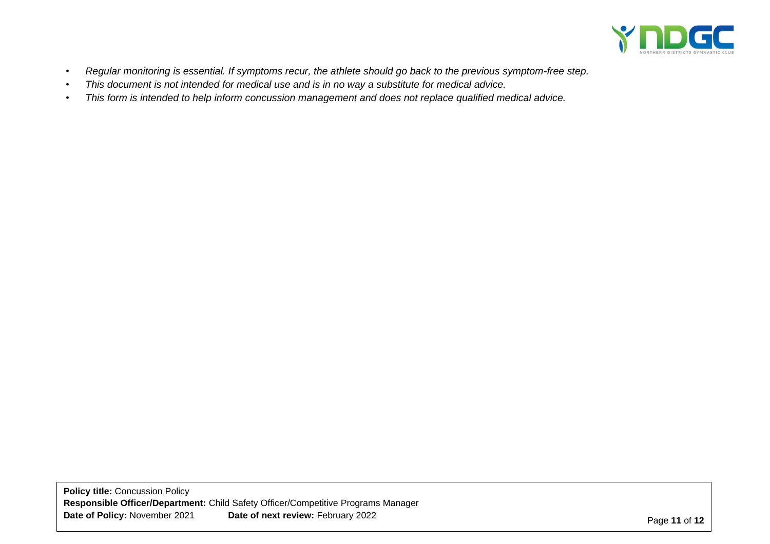- *Regular monitoring is essential. If symptoms recur, the athlete should go back to the previous symptom-free step.*
- *This document is not intended for medical use and is in no way a substitute for medical advice.*
- *This form is intended to help inform concussion management and does not replace qualified medical advice.*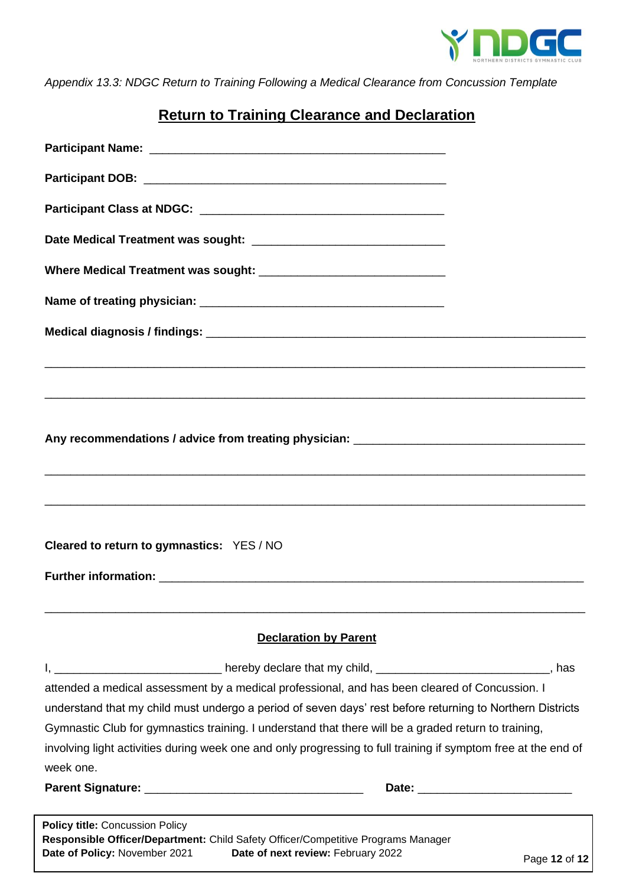*Appendix 13.3: NDGC Return to Training Following a Medical Clearance from Concussion Template*

## Return to Training Clearance and Declaration

**Participant Name:** _______________________________________________

**Participant DOB:** _______________________________________________

**Participant Class at NDGC:** _______________________________________

**Date Medical Treatment was sought:** ____________________________

**Where Medical Treatment was sought:** ___________________________

**Name of treating physician:** _______________________________________

**Medical diagnosis / findings:** ____________________________________________________________

____________________________________________________________________________________

____________________________________________________________________________________

**Any recommendations / advice from treating physician:** ____________________________________

____________________________________________________________________________________

____________________________________________________________________________________

**Cleared to return to gymnastics:** YES / NO

**Further information:** ____________________________________________________________________

____________________________________________________________________________________

### Declaration by Parent

I, __________________________ hereby declare that my child, ___________________________, has attended a medical assessment by a medical professional, and has been cleared of Concussion. I understand that my child must undergo a period of seven days' rest before returning to Northern Districts Gymnastic Club for gymnastics training. I understand that there will be a graded return to training, involving light activities during week one and only progressing to full training if symptom free at the end of week one.

**Parent Signature:** __________________________________ **Date:** ________________________

**Policy title:** Concussion Policy
**Responsible Officer/Department:** Child Safety Officer/Competitive Programs Manager
**Date of Policy:** November 2021 **Date of next review:** February 2022